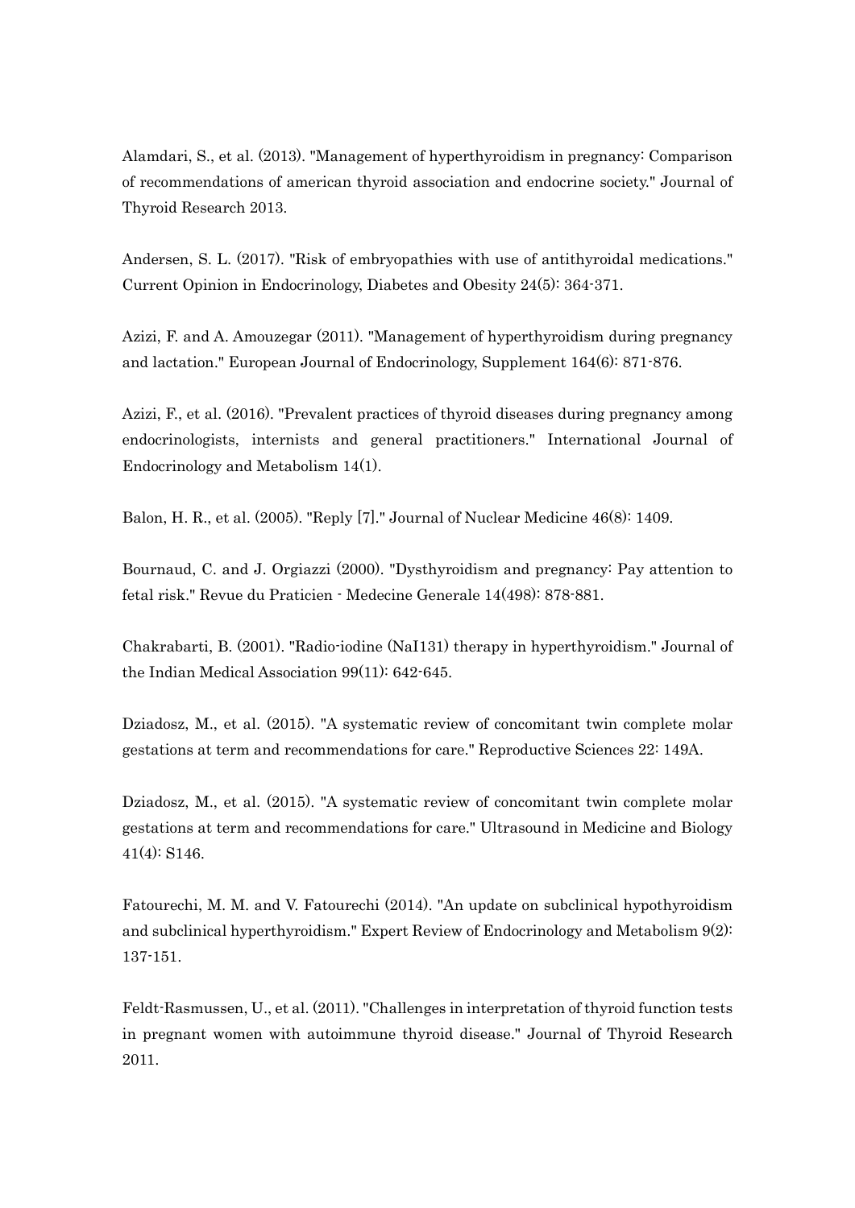Alamdari, S., et al. (2013). "Management of hyperthyroidism in pregnancy: Comparison of recommendations of american thyroid association and endocrine society." Journal of Thyroid Research 2013.

Andersen, S. L. (2017). "Risk of embryopathies with use of antithyroidal medications." Current Opinion in Endocrinology, Diabetes and Obesity 24(5): 364-371.

Azizi, F. and A. Amouzegar (2011). "Management of hyperthyroidism during pregnancy and lactation." European Journal of Endocrinology, Supplement 164(6): 871-876.

Azizi, F., et al. (2016). "Prevalent practices of thyroid diseases during pregnancy among endocrinologists, internists and general practitioners." International Journal of Endocrinology and Metabolism 14(1).

Balon, H. R., et al. (2005). "Reply [7]." Journal of Nuclear Medicine 46(8): 1409.

Bournaud, C. and J. Orgiazzi (2000). "Dysthyroidism and pregnancy: Pay attention to fetal risk." Revue du Praticien - Medecine Generale 14(498): 878-881.

Chakrabarti, B. (2001). "Radio-iodine (NaI131) therapy in hyperthyroidism." Journal of the Indian Medical Association 99(11): 642-645.

Dziadosz, M., et al. (2015). "A systematic review of concomitant twin complete molar gestations at term and recommendations for care." Reproductive Sciences 22: 149A.

Dziadosz, M., et al. (2015). "A systematic review of concomitant twin complete molar gestations at term and recommendations for care." Ultrasound in Medicine and Biology 41(4): S146.

Fatourechi, M. M. and V. Fatourechi (2014). "An update on subclinical hypothyroidism and subclinical hyperthyroidism." Expert Review of Endocrinology and Metabolism 9(2): 137-151.

Feldt-Rasmussen, U., et al. (2011). "Challenges in interpretation of thyroid function tests in pregnant women with autoimmune thyroid disease." Journal of Thyroid Research 2011.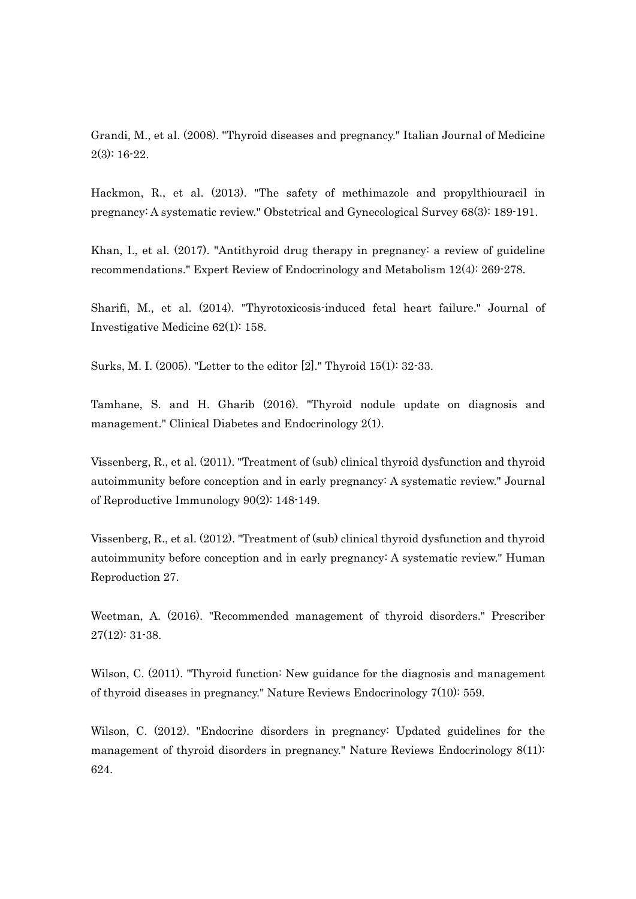Grandi, M., et al. (2008). "Thyroid diseases and pregnancy." Italian Journal of Medicine 2(3): 16-22.

Hackmon, R., et al. (2013). "The safety of methimazole and propylthiouracil in pregnancy: A systematic review." Obstetrical and Gynecological Survey 68(3): 189-191.

Khan, I., et al. (2017). "Antithyroid drug therapy in pregnancy: a review of guideline recommendations." Expert Review of Endocrinology and Metabolism 12(4): 269-278.

Sharifi, M., et al. (2014). "Thyrotoxicosis-induced fetal heart failure." Journal of Investigative Medicine 62(1): 158.

Surks, M. I. (2005). "Letter to the editor [2]." Thyroid 15(1): 32-33.

Tamhane, S. and H. Gharib (2016). "Thyroid nodule update on diagnosis and management." Clinical Diabetes and Endocrinology 2(1).

Vissenberg, R., et al. (2011). "Treatment of (sub) clinical thyroid dysfunction and thyroid autoimmunity before conception and in early pregnancy: A systematic review." Journal of Reproductive Immunology 90(2): 148-149.

Vissenberg, R., et al. (2012). "Treatment of (sub) clinical thyroid dysfunction and thyroid autoimmunity before conception and in early pregnancy: A systematic review." Human Reproduction 27.

Weetman, A. (2016). "Recommended management of thyroid disorders." Prescriber 27(12): 31-38.

Wilson, C. (2011). "Thyroid function: New guidance for the diagnosis and management of thyroid diseases in pregnancy." Nature Reviews Endocrinology 7(10): 559.

Wilson, C. (2012). "Endocrine disorders in pregnancy: Updated guidelines for the management of thyroid disorders in pregnancy." Nature Reviews Endocrinology 8(11): 624.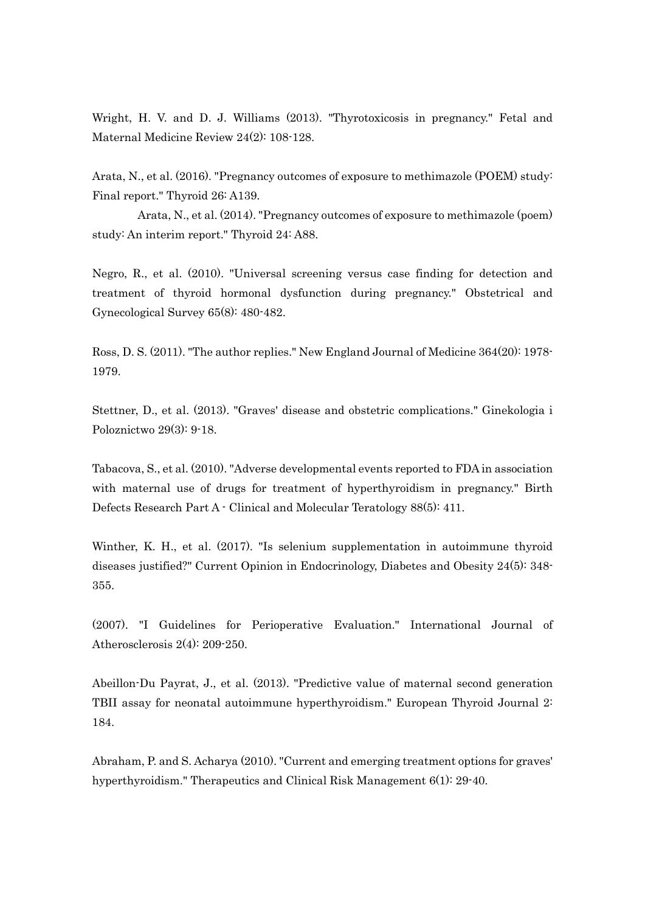Wright, H. V. and D. J. Williams (2013). "Thyrotoxicosis in pregnancy." Fetal and Maternal Medicine Review 24(2): 108-128.

Arata, N., et al. (2016). "Pregnancy outcomes of exposure to methimazole (POEM) study: Final report." Thyroid 26: A139.

Arata, N., et al. (2014). "Pregnancy outcomes of exposure to methimazole (poem) study: An interim report." Thyroid 24: A88.

Negro, R., et al. (2010). "Universal screening versus case finding for detection and treatment of thyroid hormonal dysfunction during pregnancy." Obstetrical and Gynecological Survey 65(8): 480-482.

Ross, D. S. (2011). "The author replies." New England Journal of Medicine 364(20): 1978-1979.

Stettner, D., et al. (2013). "Graves' disease and obstetric complications." Ginekologia i Poloznictwo 29(3): 9-18.

Tabacova, S., et al. (2010). "Adverse developmental events reported to FDA in association with maternal use of drugs for treatment of hyperthyroidism in pregnancy." Birth Defects Research Part A - Clinical and Molecular Teratology 88(5): 411.

Winther, K. H., et al. (2017). "Is selenium supplementation in autoimmune thyroid diseases justified?" Current Opinion in Endocrinology, Diabetes and Obesity 24(5): 348-355.

(2007). "I Guidelines for Perioperative Evaluation." International Journal of Atherosclerosis 2(4): 209-250.

Abeillon-Du Payrat, J., et al. (2013). "Predictive value of maternal second generation TBII assay for neonatal autoimmune hyperthyroidism." European Thyroid Journal 2: 184.

Abraham, P. and S. Acharya (2010). "Current and emerging treatment options for graves' hyperthyroidism." Therapeutics and Clinical Risk Management 6(1): 29-40.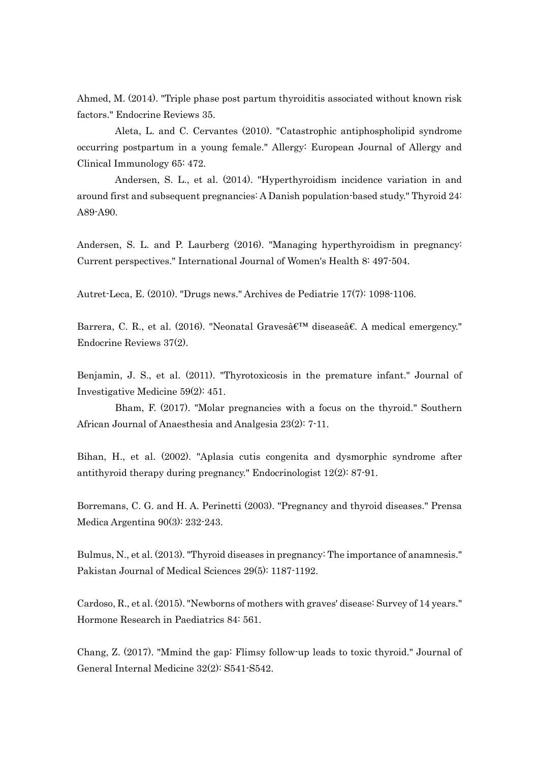Ahmed, M. (2014). "Triple phase post partum thyroiditis associated without known risk factors." Endocrine Reviews 35.

Aleta, L. and C. Cervantes (2010). "Catastrophic antiphospholipid syndrome occurring postpartum in a young female." Allergy: European Journal of Allergy and Clinical Immunology 65: 472.

Andersen, S. L., et al. (2014). "Hyperthyroidism incidence variation in and around first and subsequent pregnancies: A Danish population-based study." Thyroid 24: A89-A90.

Andersen, S. L. and P. Laurberg (2016). "Managing hyperthyroidism in pregnancy: Current perspectives." International Journal of Women's Health 8: 497-504.

Autret-Leca, E. (2010). "Drugs news." Archives de Pediatrie 17(7): 1098-1106.

Barrera, C. R., et al. (2016). "Neonatal Gravesâ€™ diseaseâ€. A medical emergency." Endocrine Reviews 37(2).

Benjamin, J. S., et al. (2011). "Thyrotoxicosis in the premature infant." Journal of Investigative Medicine 59(2): 451.

Bham, F. (2017). "Molar pregnancies with a focus on the thyroid." Southern African Journal of Anaesthesia and Analgesia 23(2): 7-11.

Bihan, H., et al. (2002). "Aplasia cutis congenita and dysmorphic syndrome after antithyroid therapy during pregnancy." Endocrinologist 12(2): 87-91.

Borremans, C. G. and H. A. Perinetti (2003). "Pregnancy and thyroid diseases." Prensa Medica Argentina 90(3): 232-243.

Bulmus, N., et al. (2013). "Thyroid diseases in pregnancy: The importance of anamnesis." Pakistan Journal of Medical Sciences 29(5): 1187-1192.

Cardoso, R., et al. (2015). "Newborns of mothers with graves' disease: Survey of 14 years." Hormone Research in Paediatrics 84: 561.

Chang, Z. (2017). "Mmind the gap: Flimsy follow-up leads to toxic thyroid." Journal of General Internal Medicine 32(2): S541-S542.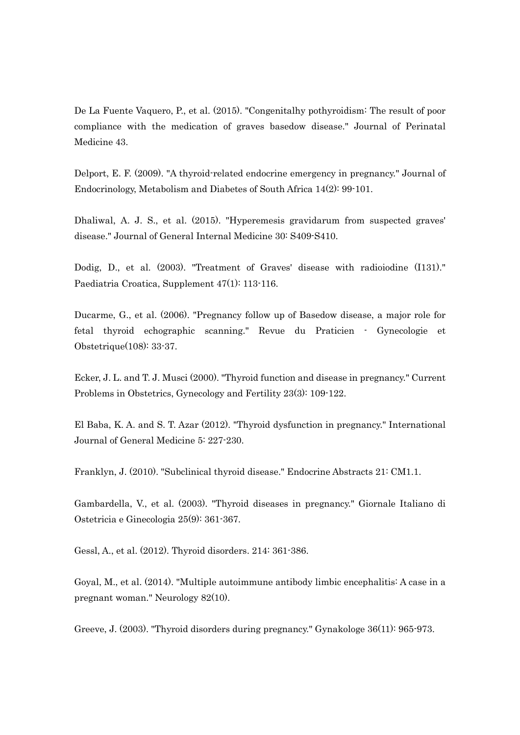De La Fuente Vaquero, P., et al. (2015). "Congenitalhy pothyroidism: The result of poor compliance with the medication of graves basedow disease." Journal of Perinatal Medicine 43.

Delport, E. F. (2009). "A thyroid-related endocrine emergency in pregnancy." Journal of Endocrinology, Metabolism and Diabetes of South Africa 14(2): 99-101.

Dhaliwal, A. J. S., et al. (2015). "Hyperemesis gravidarum from suspected graves' disease." Journal of General Internal Medicine 30: S409-S410.

Dodig, D., et al. (2003). "Treatment of Graves' disease with radioiodine (I131)." Paediatria Croatica, Supplement 47(1): 113-116.

Ducarme, G., et al. (2006). "Pregnancy follow up of Basedow disease, a major role for fetal thyroid echographic scanning." Revue du Praticien - Gynecologie et Obstetrique(108): 33-37.

Ecker, J. L. and T. J. Musci (2000). "Thyroid function and disease in pregnancy." Current Problems in Obstetrics, Gynecology and Fertility 23(3): 109-122.

El Baba, K. A. and S. T. Azar (2012). "Thyroid dysfunction in pregnancy." International Journal of General Medicine 5: 227-230.

Franklyn, J. (2010). "Subclinical thyroid disease." Endocrine Abstracts 21: CM1.1.

Gambardella, V., et al. (2003). "Thyroid diseases in pregnancy." Giornale Italiano di Ostetricia e Ginecologia 25(9): 361-367.

Gessl, A., et al. (2012). Thyroid disorders. 214: 361-386.

Goyal, M., et al. (2014). "Multiple autoimmune antibody limbic encephalitis: A case in a pregnant woman." Neurology 82(10).

Greeve, J. (2003). "Thyroid disorders during pregnancy." Gynakologe 36(11): 965-973.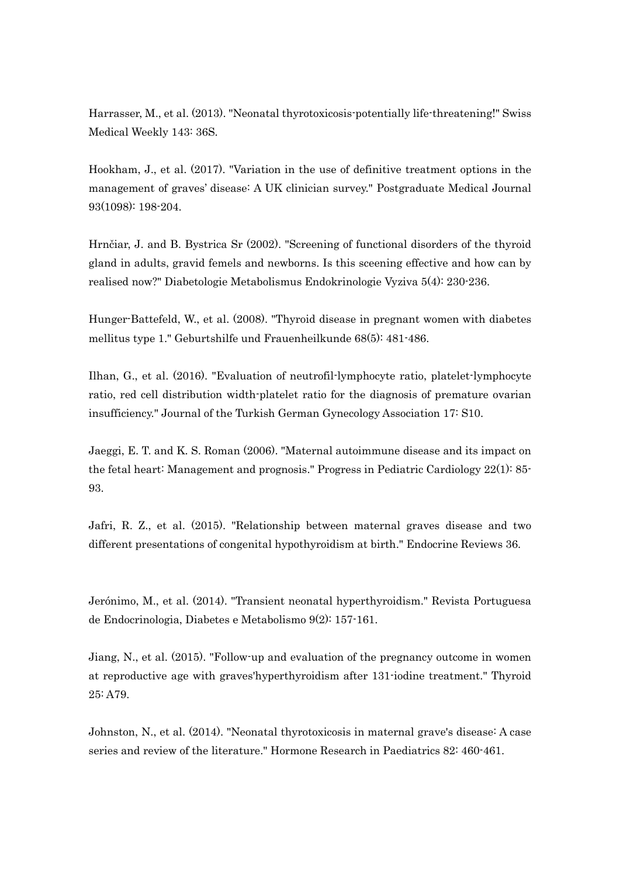Harrasser, M., et al. (2013). "Neonatal thyrotoxicosis-potentially life-threatening!" Swiss Medical Weekly 143: 36S.

Hookham, J., et al. (2017). "Variation in the use of definitive treatment options in the management of graves' disease: A UK clinician survey." Postgraduate Medical Journal 93(1098): 198-204.

Hrnčiar, J. and B. Bystrica Sr (2002). "Screening of functional disorders of the thyroid gland in adults, gravid femels and newborns. Is this sceening effective and how can by realised now?" Diabetologie Metabolismus Endokrinologie Vyziva 5(4): 230-236.

Hunger-Battefeld, W., et al. (2008). "Thyroid disease in pregnant women with diabetes mellitus type 1." Geburtshilfe und Frauenheilkunde 68(5): 481-486.

Ilhan, G., et al. (2016). "Evaluation of neutrofil-lymphocyte ratio, platelet-lymphocyte ratio, red cell distribution width-platelet ratio for the diagnosis of premature ovarian insufficiency." Journal of the Turkish German Gynecology Association 17: S10.

Jaeggi, E. T. and K. S. Roman (2006). "Maternal autoimmune disease and its impact on the fetal heart: Management and prognosis." Progress in Pediatric Cardiology 22(1): 85-93.

Jafri, R. Z., et al. (2015). "Relationship between maternal graves disease and two different presentations of congenital hypothyroidism at birth." Endocrine Reviews 36.

Jerónimo, M., et al. (2014). "Transient neonatal hyperthyroidism." Revista Portuguesa de Endocrinologia, Diabetes e Metabolismo 9(2): 157-161.

Jiang, N., et al. (2015). "Follow-up and evaluation of the pregnancy outcome in women at reproductive age with graves'hyperthyroidism after 131-iodine treatment." Thyroid 25: A79.

Johnston, N., et al. (2014). "Neonatal thyrotoxicosis in maternal grave's disease: A case series and review of the literature." Hormone Research in Paediatrics 82: 460-461.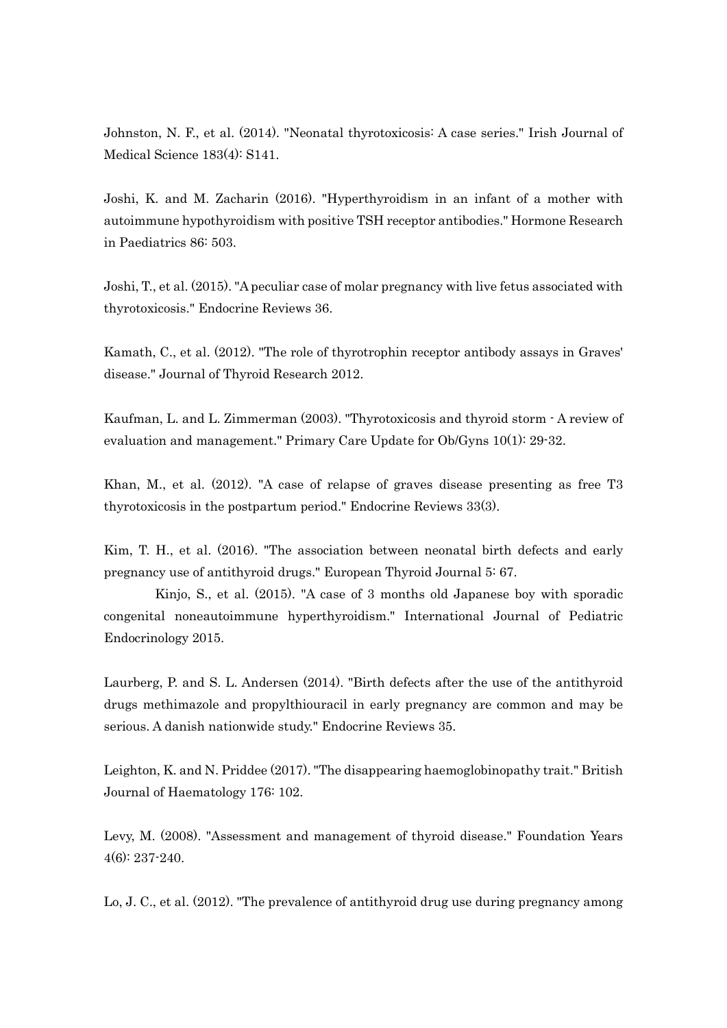Johnston, N. F., et al. (2014). "Neonatal thyrotoxicosis: A case series." Irish Journal of Medical Science 183(4): S141.

Joshi, K. and M. Zacharin (2016). "Hyperthyroidism in an infant of a mother with autoimmune hypothyroidism with positive TSH receptor antibodies." Hormone Research in Paediatrics 86: 503.

Joshi, T., et al. (2015). "A peculiar case of molar pregnancy with live fetus associated with thyrotoxicosis." Endocrine Reviews 36.

Kamath, C., et al. (2012). "The role of thyrotrophin receptor antibody assays in Graves' disease." Journal of Thyroid Research 2012.

Kaufman, L. and L. Zimmerman (2003). "Thyrotoxicosis and thyroid storm - A review of evaluation and management." Primary Care Update for Ob/Gyns 10(1): 29-32.

Khan, M., et al. (2012). "A case of relapse of graves disease presenting as free T3 thyrotoxicosis in the postpartum period." Endocrine Reviews 33(3).

Kim, T. H., et al. (2016). "The association between neonatal birth defects and early pregnancy use of antithyroid drugs." European Thyroid Journal 5: 67.

Kinjo, S., et al. (2015). "A case of 3 months old Japanese boy with sporadic congenital noneautoimmune hyperthyroidism." International Journal of Pediatric Endocrinology 2015.

Laurberg, P. and S. L. Andersen (2014). "Birth defects after the use of the antithyroid drugs methimazole and propylthiouracil in early pregnancy are common and may be serious. A danish nationwide study." Endocrine Reviews 35.

Leighton, K. and N. Priddee (2017). "The disappearing haemoglobinopathy trait." British Journal of Haematology 176: 102.

Levy, M. (2008). "Assessment and management of thyroid disease." Foundation Years 4(6): 237-240.

Lo, J. C., et al. (2012). "The prevalence of antithyroid drug use during pregnancy among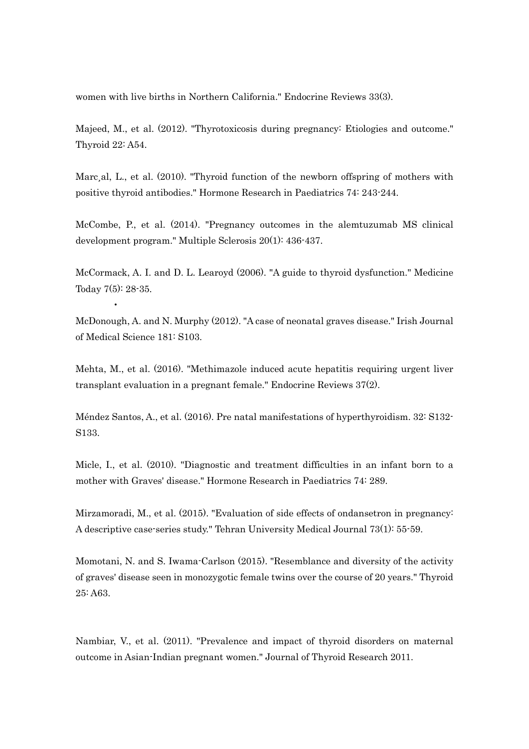women with live births in Northern California." Endocrine Reviews 33(3).

Majeed, M., et al. (2012). "Thyrotoxicosis during pregnancy: Etiologies and outcome." Thyroid 22: A54.

Marc¸al, L., et al. (2010). "Thyroid function of the newborn offspring of mothers with positive thyroid antibodies." Hormone Research in Paediatrics 74: 243-244.

McCombe, P., et al. (2014). "Pregnancy outcomes in the alemtuzumab MS clinical development program." Multiple Sclerosis 20(1): 436-437.

McCormack, A. I. and D. L. Learoyd (2006). "A guide to thyroid dysfunction." Medicine Today 7(5): 28-35.

McDonough, A. and N. Murphy (2012). "A case of neonatal graves disease." Irish Journal of Medical Science 181: S103.

Mehta, M., et al. (2016). "Methimazole induced acute hepatitis requiring urgent liver transplant evaluation in a pregnant female." Endocrine Reviews 37(2).

Méndez Santos, A., et al. (2016). Pre natal manifestations of hyperthyroidism. 32: S132-S133.

Micle, I., et al. (2010). "Diagnostic and treatment difficulties in an infant born to a mother with Graves' disease." Hormone Research in Paediatrics 74: 289.

Mirzamoradi, M., et al. (2015). "Evaluation of side effects of ondansetron in pregnancy: A descriptive case-series study." Tehran University Medical Journal 73(1): 55-59.

Momotani, N. and S. Iwama-Carlson (2015). "Resemblance and diversity of the activity of graves' disease seen in monozygotic female twins over the course of 20 years." Thyroid 25: A63.

Nambiar, V., et al. (2011). "Prevalence and impact of thyroid disorders on maternal outcome in Asian-Indian pregnant women." Journal of Thyroid Research 2011.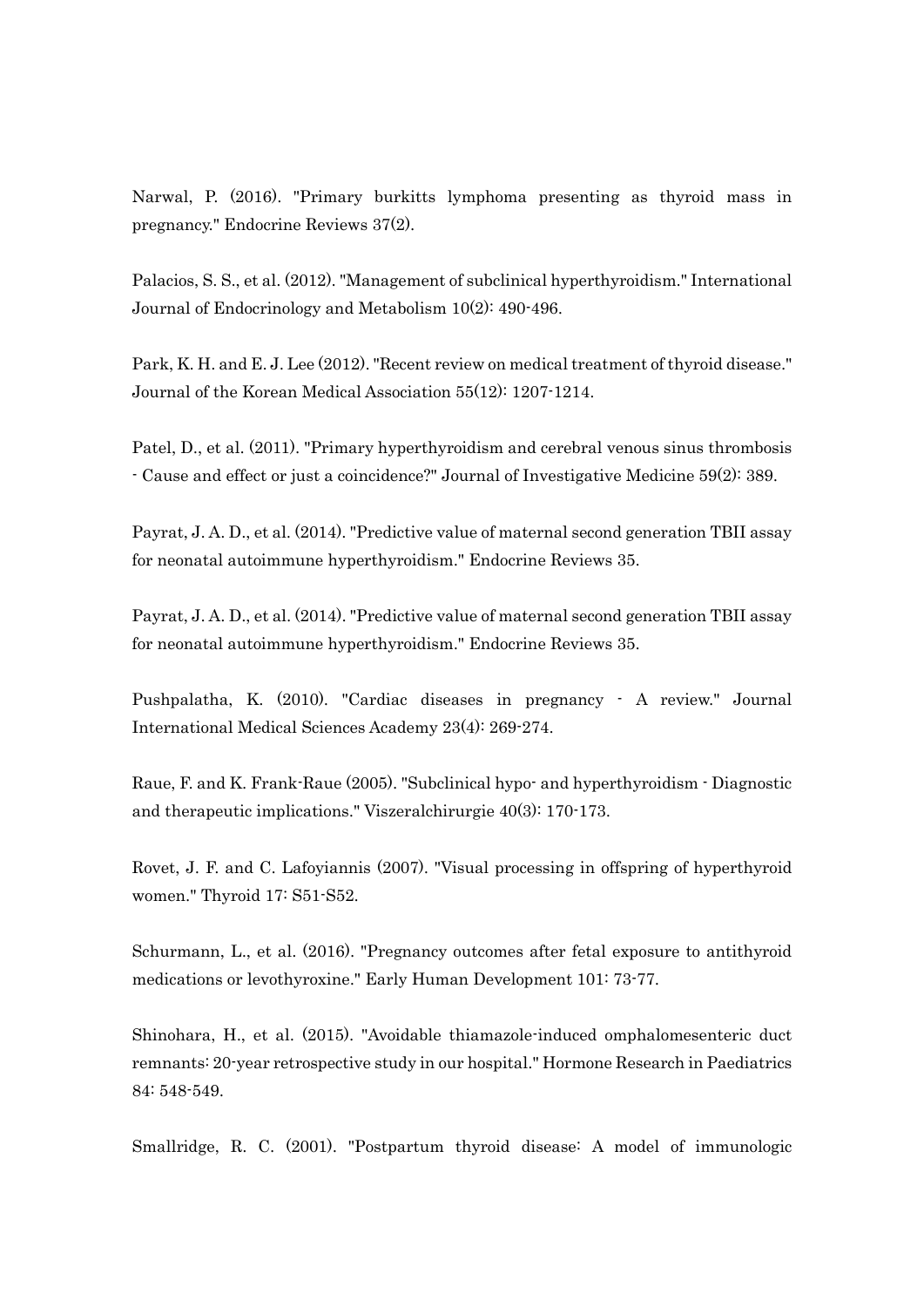Narwal, P. (2016). "Primary burkitts lymphoma presenting as thyroid mass in pregnancy." Endocrine Reviews 37(2).

Palacios, S. S., et al. (2012). "Management of subclinical hyperthyroidism." International Journal of Endocrinology and Metabolism 10(2): 490-496.

Park, K. H. and E. J. Lee (2012). "Recent review on medical treatment of thyroid disease." Journal of the Korean Medical Association 55(12): 1207-1214.

Patel, D., et al. (2011). "Primary hyperthyroidism and cerebral venous sinus thrombosis - Cause and effect or just a coincidence?" Journal of Investigative Medicine 59(2): 389.

Payrat, J. A. D., et al. (2014). "Predictive value of maternal second generation TBII assay for neonatal autoimmune hyperthyroidism." Endocrine Reviews 35.

Payrat, J. A. D., et al. (2014). "Predictive value of maternal second generation TBII assay for neonatal autoimmune hyperthyroidism." Endocrine Reviews 35.

Pushpalatha, K. (2010). "Cardiac diseases in pregnancy - A review." Journal International Medical Sciences Academy 23(4): 269-274.

Raue, F. and K. Frank-Raue (2005). "Subclinical hypo- and hyperthyroidism - Diagnostic and therapeutic implications." Viszeralchirurgie 40(3): 170-173.

Rovet, J. F. and C. Lafoyiannis (2007). "Visual processing in offspring of hyperthyroid women." Thyroid 17: S51-S52.

Schurmann, L., et al. (2016). "Pregnancy outcomes after fetal exposure to antithyroid medications or levothyroxine." Early Human Development 101: 73-77.

Shinohara, H., et al. (2015). "Avoidable thiamazole-induced omphalomesenteric duct remnants: 20-year retrospective study in our hospital." Hormone Research in Paediatrics 84: 548-549.

Smallridge, R. C. (2001). "Postpartum thyroid disease: A model of immunologic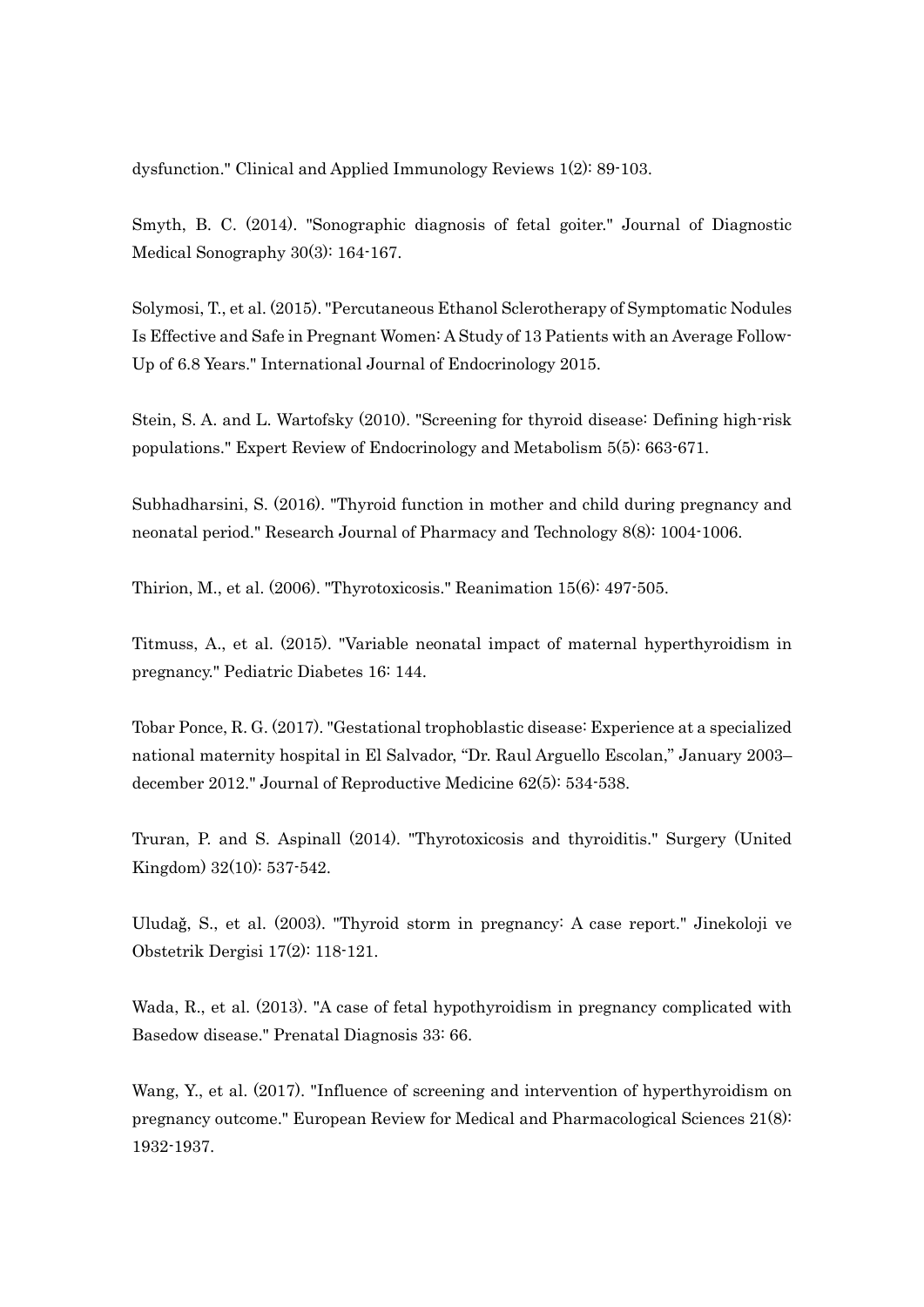dysfunction." Clinical and Applied Immunology Reviews 1(2): 89-103.

Smyth, B. C. (2014). "Sonographic diagnosis of fetal goiter." Journal of Diagnostic Medical Sonography 30(3): 164-167.

Solymosi, T., et al. (2015). "Percutaneous Ethanol Sclerotherapy of Symptomatic Nodules Is Effective and Safe in Pregnant Women: A Study of 13 Patients with an Average Follow-Up of 6.8 Years." International Journal of Endocrinology 2015.

Stein, S. A. and L. Wartofsky (2010). "Screening for thyroid disease: Defining high-risk populations." Expert Review of Endocrinology and Metabolism 5(5): 663-671.

Subhadharsini, S. (2016). "Thyroid function in mother and child during pregnancy and neonatal period." Research Journal of Pharmacy and Technology 8(8): 1004-1006.

Thirion, M., et al. (2006). "Thyrotoxicosis." Reanimation 15(6): 497-505.

Titmuss, A., et al. (2015). "Variable neonatal impact of maternal hyperthyroidism in pregnancy." Pediatric Diabetes 16: 144.

Tobar Ponce, R. G. (2017). "Gestational trophoblastic disease: Experience at a specialized national maternity hospital in El Salvador, "Dr. Raul Arguello Escolan," January 2003–december 2012." Journal of Reproductive Medicine 62(5): 534-538.

Truran, P. and S. Aspinall (2014). "Thyrotoxicosis and thyroiditis." Surgery (United Kingdom) 32(10): 537-542.

Uludağ, S., et al. (2003). "Thyroid storm in pregnancy: A case report." Jinekoloji ve Obstetrik Dergisi 17(2): 118-121.

Wada, R., et al. (2013). "A case of fetal hypothyroidism in pregnancy complicated with Basedow disease." Prenatal Diagnosis 33: 66.

Wang, Y., et al. (2017). "Influence of screening and intervention of hyperthyroidism on pregnancy outcome." European Review for Medical and Pharmacological Sciences 21(8): 1932-1937.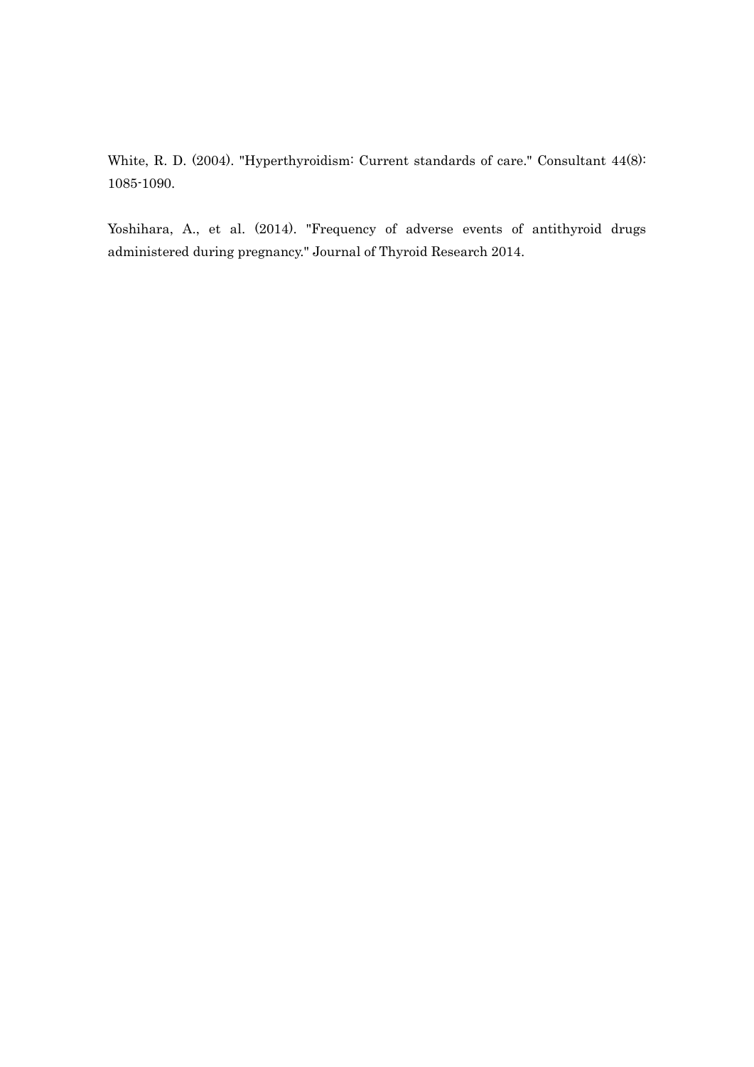White, R. D. (2004). "Hyperthyroidism: Current standards of care." Consultant 44(8): 1085-1090.

Yoshihara, A., et al. (2014). "Frequency of adverse events of antithyroid drugs administered during pregnancy." Journal of Thyroid Research 2014.